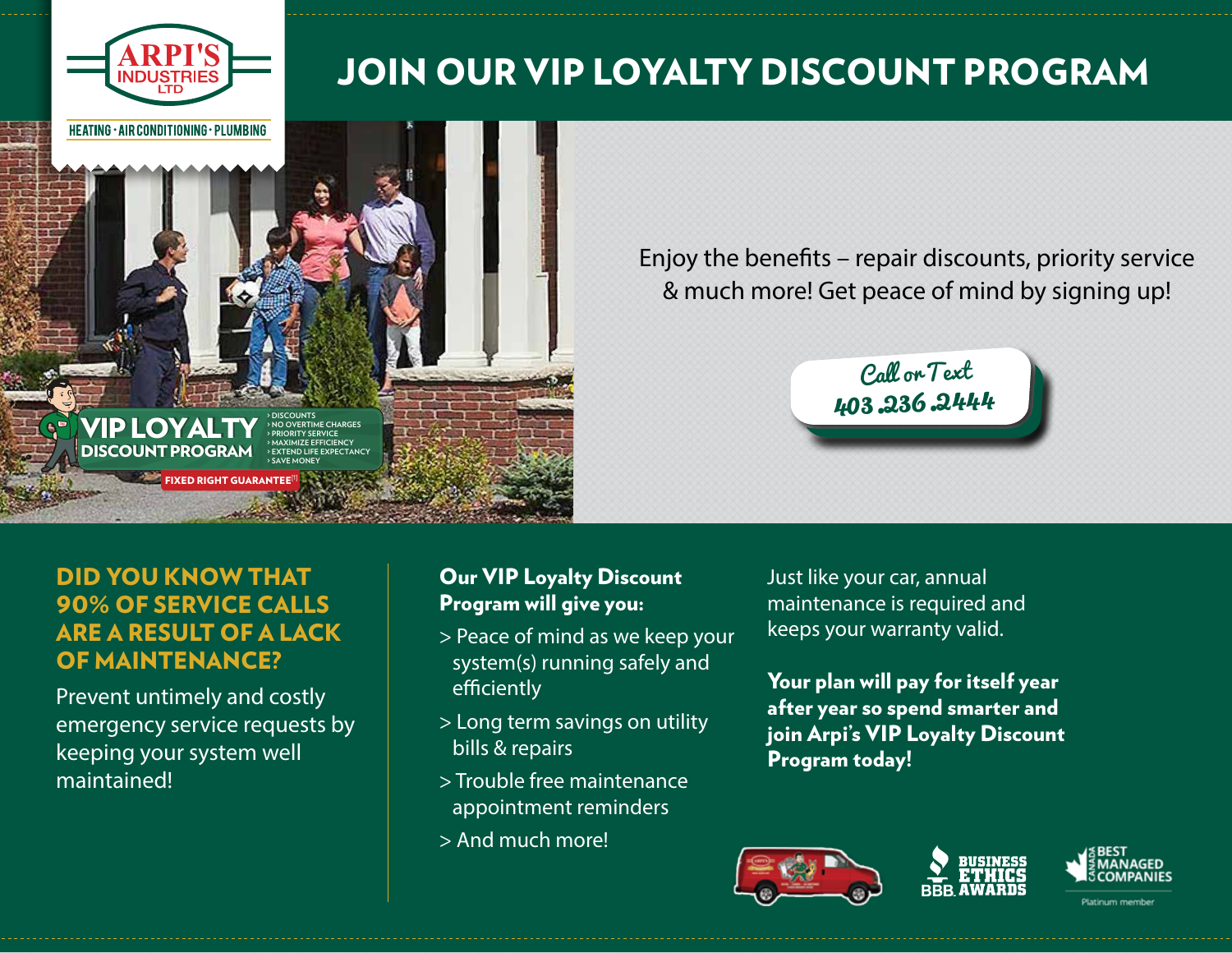ARPI'S INDUSTRIES LTD

HEATING · AIR CONDITIONING · PLUMBING

# JOIN OUR VIP LOYALTY DISCOUNT PROGRAM

VIP LOYALTY DISCOUNT PROGRAM

- DISCOUNTS
- NO OVERTIME CHARGES
- PRIORITY SERVICE
- MAXIMIZE EFFICIENCY
- EXTEND LIFE EXPECTANCY
- SAVE MONEY

FIXED RIGHT GUARANTEE[1]

Enjoy the benefits – repair discounts, priority service & much more! Get peace of mind by signing up!

Call or Text
403.236.2444

## DID YOU KNOW THAT 90% OF SERVICE CALLS ARE A RESULT OF A LACK OF MAINTENANCE?

Prevent untimely and costly emergency service requests by keeping your system well maintained!

**Our VIP Loyalty Discount Program will give you:**

> Peace of mind as we keep your system(s) running safely and efficiently

> Long term savings on utility bills & repairs

> Trouble free maintenance appointment reminders

> And much more!

Just like your car, annual maintenance is required and keeps your warranty valid.

**Your plan will pay for itself year after year so spend smarter and join Arpi's VIP Loyalty Discount Program today!**

BBB. BUSINESS ETHICS AWARDS

CANADA'S BEST MANAGED COMPANIES
Platinum member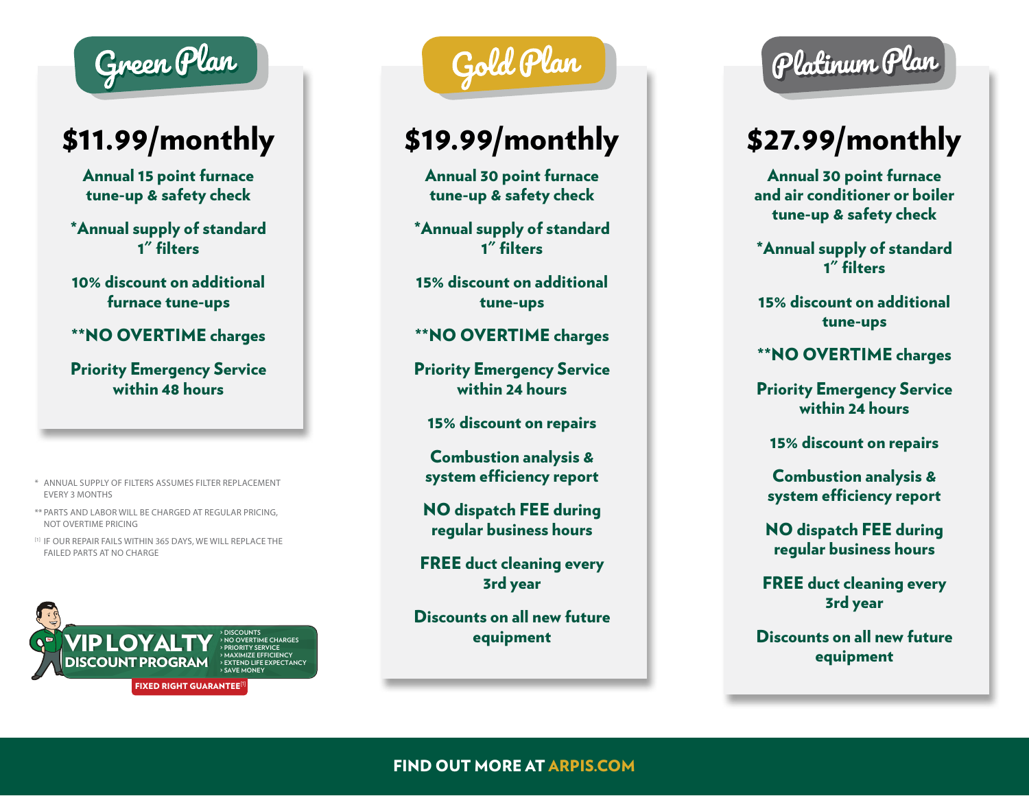## Green Plan

**$11.99/monthly**

- Annual 15 point furnace tune-up & safety check
- *Annual supply of standard 1″ filters
- 10% discount on additional furnace tune-ups
- **NO OVERTIME charges
- Priority Emergency Service within 48 hours

## Gold Plan

**$19.99/monthly**

- Annual 30 point furnace tune-up & safety check
- *Annual supply of standard 1″ filters
- 15% discount on additional tune-ups
- **NO OVERTIME charges
- Priority Emergency Service within 24 hours
- 15% discount on repairs
- Combustion analysis & system efficiency report
- NO dispatch FEE during regular business hours
- FREE duct cleaning every 3rd year
- Discounts on all new future equipment

## Platinum Plan

**$27.99/monthly**

- Annual 30 point furnace and air conditioner or boiler tune-up & safety check
- *Annual supply of standard 1″ filters
- 15% discount on additional tune-ups
- **NO OVERTIME charges
- Priority Emergency Service within 24 hours
- 15% discount on repairs
- Combustion analysis & system efficiency report
- NO dispatch FEE during regular business hours
- FREE duct cleaning every 3rd year
- Discounts on all new future equipment

* ANNUAL SUPPLY OF FILTERS ASSUMES FILTER REPLACEMENT EVERY 3 MONTHS

** PARTS AND LABOR WILL BE CHARGED AT REGULAR PRICING, NOT OVERTIME PRICING

[1] IF OUR REPAIR FAILS WITHIN 365 DAYS, WE WILL REPLACE THE FAILED PARTS AT NO CHARGE

**VIP LOYALTY DISCOUNT PROGRAM**

> DISCOUNTS
> NO OVERTIME CHARGES
> PRIORITY SERVICE
> MAXIMIZE EFFICIENCY
> EXTEND LIFE EXPECTANCY
> SAVE MONEY

FIXED RIGHT GUARANTEE[1]

**FIND OUT MORE AT ARPIS.COM**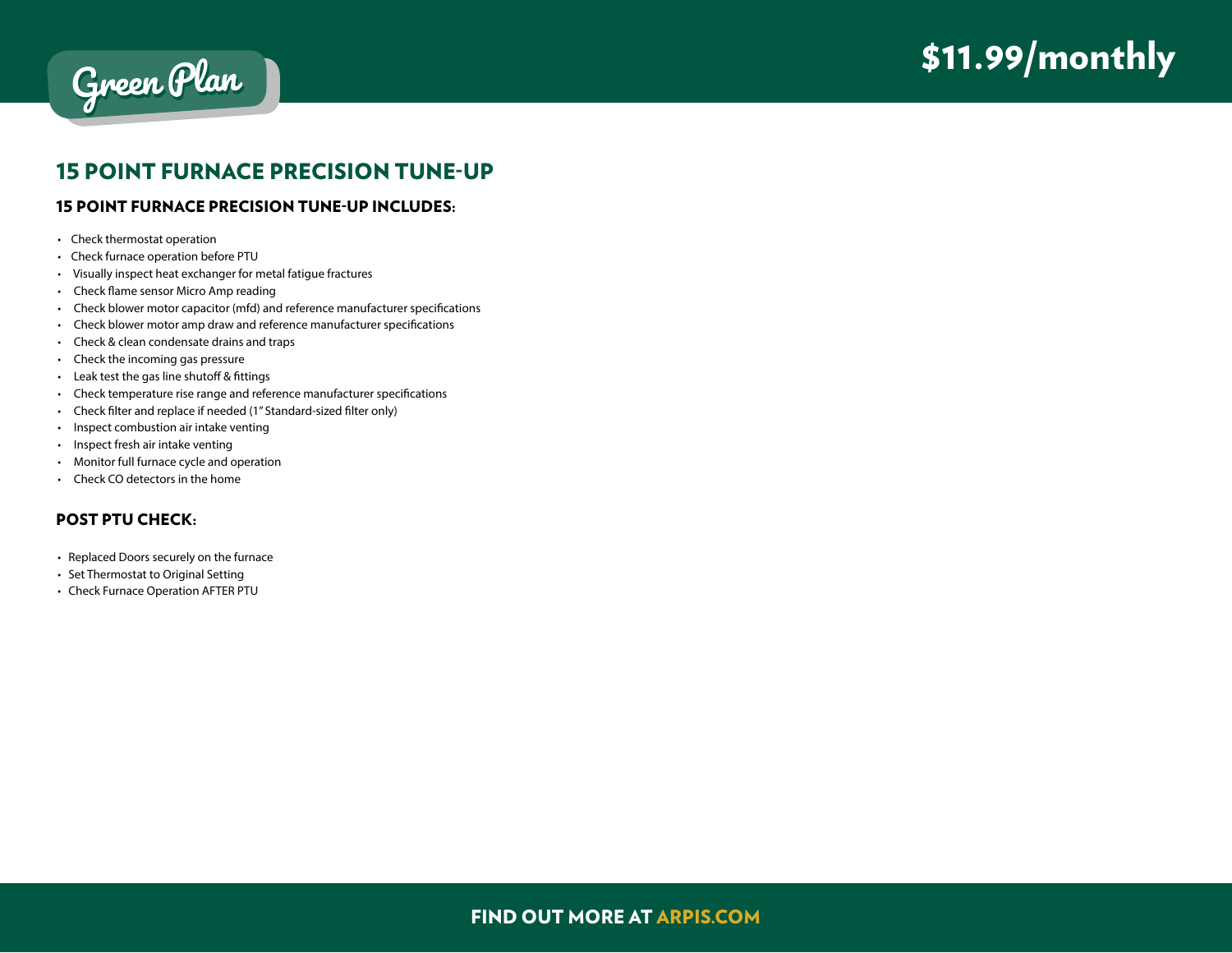# Green Plan

**$11.99/monthly**

## 15 POINT FURNACE PRECISION TUNE-UP

### 15 POINT FURNACE PRECISION TUNE-UP INCLUDES:

- Check thermostat operation
- Check furnace operation before PTU
- Visually inspect heat exchanger for metal fatigue fractures
- Check flame sensor Micro Amp reading
- Check blower motor capacitor (mfd) and reference manufacturer specifications
- Check blower motor amp draw and reference manufacturer specifications
- Check & clean condensate drains and traps
- Check the incoming gas pressure
- Leak test the gas line shutoff & fittings
- Check temperature rise range and reference manufacturer specifications
- Check filter and replace if needed (1" Standard-sized filter only)
- Inspect combustion air intake venting
- Inspect fresh air intake venting
- Monitor full furnace cycle and operation
- Check CO detectors in the home

### POST PTU CHECK:

- Replaced Doors securely on the furnace
- Set Thermostat to Original Setting
- Check Furnace Operation AFTER PTU

**FIND OUT MORE AT ARPIS.COM**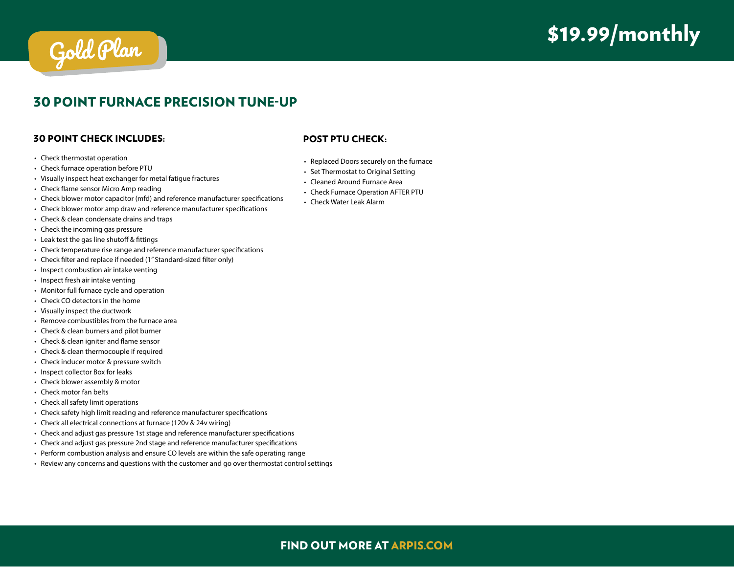# Gold Plan

**$19.99/monthly**

## 30 POINT FURNACE PRECISION TUNE-UP

### 30 POINT CHECK INCLUDES:

- Check thermostat operation
- Check furnace operation before PTU
- Visually inspect heat exchanger for metal fatigue fractures
- Check flame sensor Micro Amp reading
- Check blower motor capacitor (mfd) and reference manufacturer specifications
- Check blower motor amp draw and reference manufacturer specifications
- Check & clean condensate drains and traps
- Check the incoming gas pressure
- Leak test the gas line shutoff & fittings
- Check temperature rise range and reference manufacturer specifications
- Check filter and replace if needed (1" Standard-sized filter only)
- Inspect combustion air intake venting
- Inspect fresh air intake venting
- Monitor full furnace cycle and operation
- Check CO detectors in the home
- Visually inspect the ductwork
- Remove combustibles from the furnace area
- Check & clean burners and pilot burner
- Check & clean igniter and flame sensor
- Check & clean thermocouple if required
- Check inducer motor & pressure switch
- Inspect collector Box for leaks
- Check blower assembly & motor
- Check motor fan belts
- Check all safety limit operations
- Check safety high limit reading and reference manufacturer specifications
- Check all electrical connections at furnace (120v & 24v wiring)
- Check and adjust gas pressure 1st stage and reference manufacturer specifications
- Check and adjust gas pressure 2nd stage and reference manufacturer specifications
- Perform combustion analysis and ensure CO levels are within the safe operating range
- Review any concerns and questions with the customer and go over thermostat control settings

### POST PTU CHECK:

- Replaced Doors securely on the furnace
- Set Thermostat to Original Setting
- Cleaned Around Furnace Area
- Check Furnace Operation AFTER PTU
- Check Water Leak Alarm

**FIND OUT MORE AT ARPIS.COM**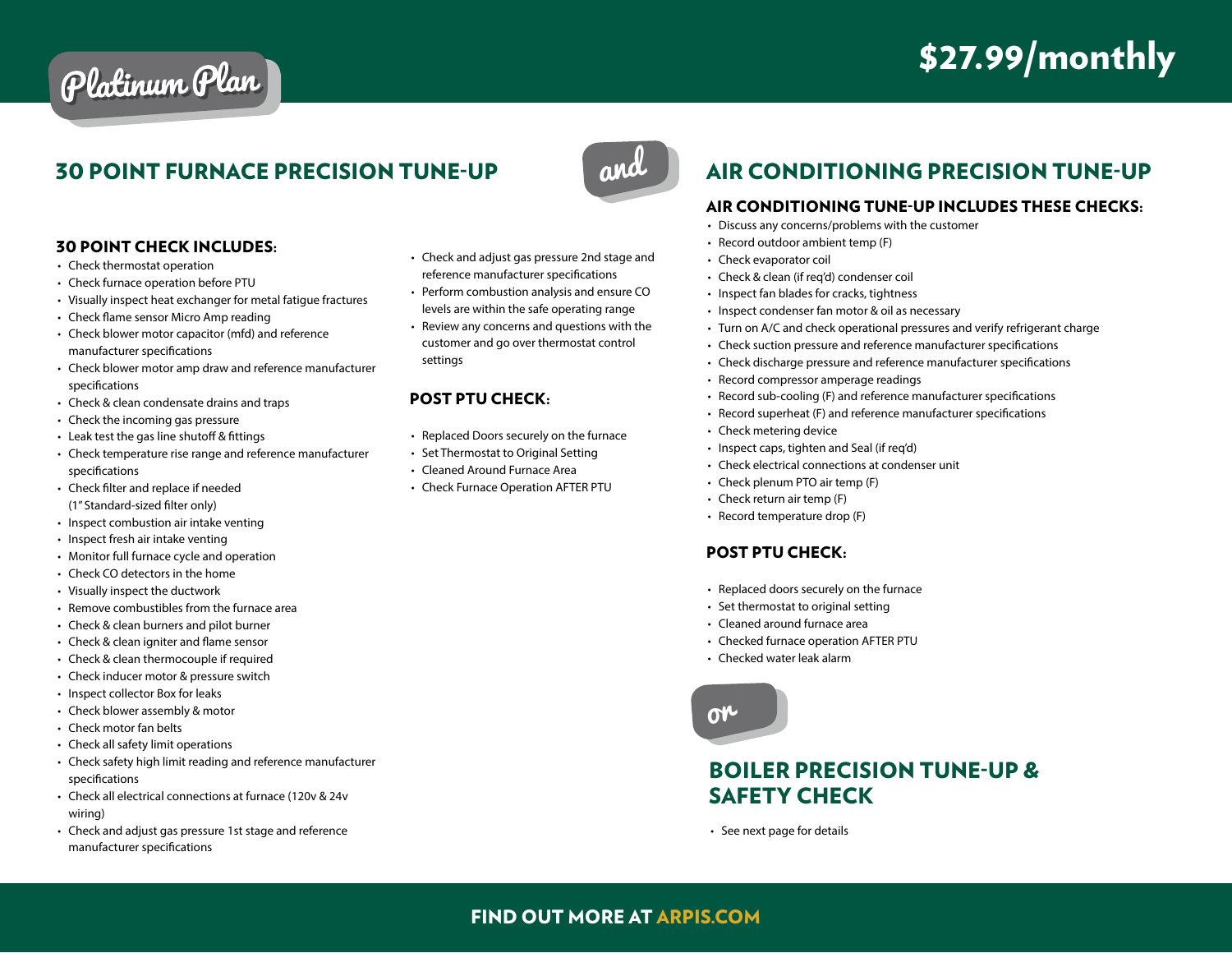# Platinum Plan

**$27.99/monthly**

## 30 POINT FURNACE PRECISION TUNE-UP

### 30 POINT CHECK INCLUDES:

- Check thermostat operation
- Check furnace operation before PTU
- Visually inspect heat exchanger for metal fatigue fractures
- Check flame sensor Micro Amp reading
- Check blower motor capacitor (mfd) and reference manufacturer specifications
- Check blower motor amp draw and reference manufacturer specifications
- Check & clean condensate drains and traps
- Check the incoming gas pressure
- Leak test the gas line shutoff & fittings
- Check temperature rise range and reference manufacturer specifications
- Check filter and replace if needed (1" Standard-sized filter only)
- Inspect combustion air intake venting
- Inspect fresh air intake venting
- Monitor full furnace cycle and operation
- Check CO detectors in the home
- Visually inspect the ductwork
- Remove combustibles from the furnace area
- Check & clean burners and pilot burner
- Check & clean igniter and flame sensor
- Check & clean thermocouple if required
- Check inducer motor & pressure switch
- Inspect collector Box for leaks
- Check blower assembly & motor
- Check motor fan belts
- Check all safety limit operations
- Check safety high limit reading and reference manufacturer specifications
- Check all electrical connections at furnace (120v & 24v wiring)
- Check and adjust gas pressure 1st stage and reference manufacturer specifications
- Check and adjust gas pressure 2nd stage and reference manufacturer specifications
- Perform combustion analysis and ensure CO levels are within the safe operating range
- Review any concerns and questions with the customer and go over thermostat control settings

### POST PTU CHECK:

- Replaced Doors securely on the furnace
- Set Thermostat to Original Setting
- Cleaned Around Furnace Area
- Check Furnace Operation AFTER PTU

*and*

## AIR CONDITIONING PRECISION TUNE-UP

### AIR CONDITIONING TUNE-UP INCLUDES THESE CHECKS:

- Discuss any concerns/problems with the customer
- Record outdoor ambient temp (F)
- Check evaporator coil
- Check & clean (if req'd) condenser coil
- Inspect fan blades for cracks, tightness
- Inspect condenser fan motor & oil as necessary
- Turn on A/C and check operational pressures and verify refrigerant charge
- Check suction pressure and reference manufacturer specifications
- Check discharge pressure and reference manufacturer specifications
- Record compressor amperage readings
- Record sub-cooling (F) and reference manufacturer specifications
- Record superheat (F) and reference manufacturer specifications
- Check metering device
- Inspect caps, tighten and Seal (if req'd)
- Check electrical connections at condenser unit
- Check plenum PTO air temp (F)
- Check return air temp (F)
- Record temperature drop (F)

### POST PTU CHECK:

- Replaced doors securely on the furnace
- Set thermostat to original setting
- Cleaned around furnace area
- Checked furnace operation AFTER PTU
- Checked water leak alarm

*or*

## BOILER PRECISION TUNE-UP & SAFETY CHECK

- See next page for details

FIND OUT MORE AT ARPIS.COM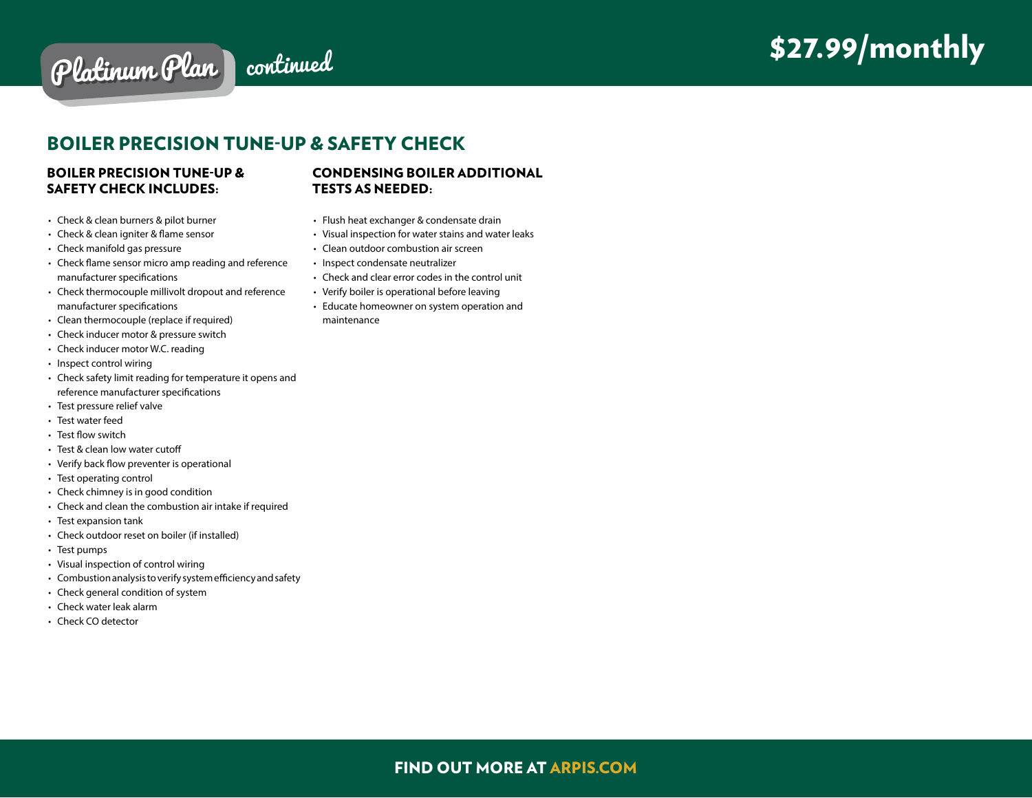# Platinum Plan continued

**$27.99/monthly**

## BOILER PRECISION TUNE-UP & SAFETY CHECK

### BOILER PRECISION TUNE-UP & SAFETY CHECK INCLUDES:

- Check & clean burners & pilot burner
- Check & clean igniter & flame sensor
- Check manifold gas pressure
- Check flame sensor micro amp reading and reference manufacturer specifications
- Check thermocouple millivolt dropout and reference manufacturer specifications
- Clean thermocouple (replace if required)
- Check inducer motor & pressure switch
- Check inducer motor W.C. reading
- Inspect control wiring
- Check safety limit reading for temperature it opens and reference manufacturer specifications
- Test pressure relief valve
- Test water feed
- Test flow switch
- Test & clean low water cutoff
- Verify back flow preventer is operational
- Test operating control
- Check chimney is in good condition
- Check and clean the combustion air intake if required
- Test expansion tank
- Check outdoor reset on boiler (if installed)
- Test pumps
- Visual inspection of control wiring
- Combustion analysis to verify system efficiency and safety
- Check general condition of system
- Check water leak alarm
- Check CO detector

### CONDENSING BOILER ADDITIONAL TESTS AS NEEDED:

- Flush heat exchanger & condensate drain
- Visual inspection for water stains and water leaks
- Clean outdoor combustion air screen
- Inspect condensate neutralizer
- Check and clear error codes in the control unit
- Verify boiler is operational before leaving
- Educate homeowner on system operation and maintenance

**FIND OUT MORE AT ARPIS.COM**